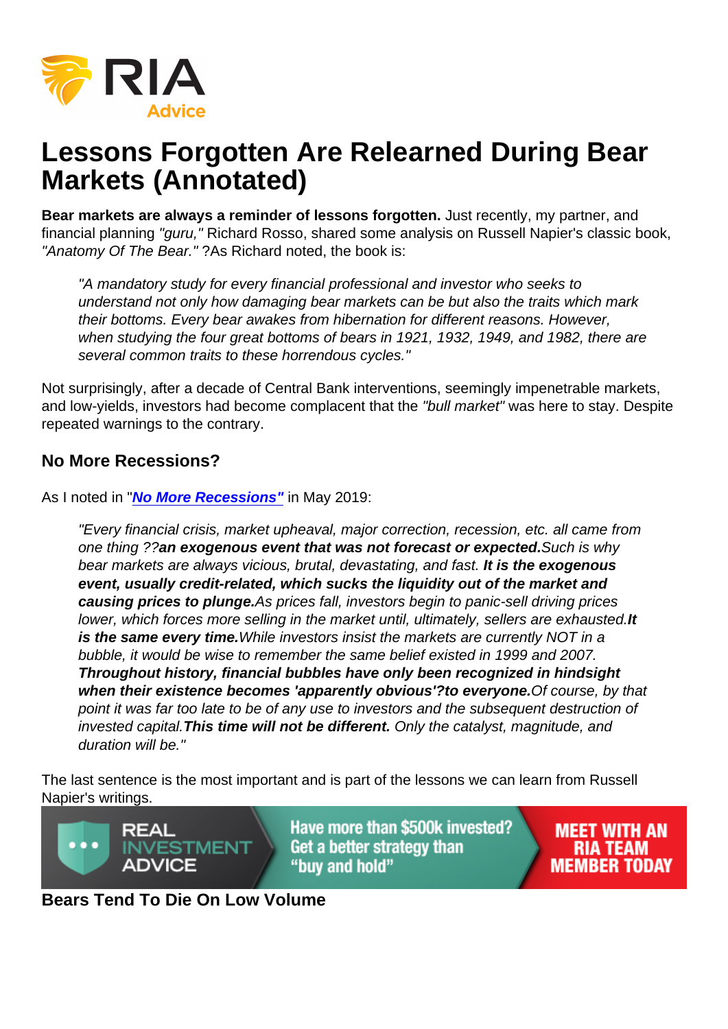# Lessons Forgotten Are Relearned During Bear Markets (Annotated)

**Bear markets are always a reminder of lessons forgotten.** Just recently, my partner, and financial planning *"guru,"* Richard Rosso, shared some analysis on Russell Napier's classic book, *"Anatomy Of The Bear."* ?As Richard noted, the book is:

> *"A mandatory study for every financial professional and investor who seeks to understand not only how damaging bear markets can be but also the traits which mark their bottoms. Every bear awakes from hibernation for different reasons. However, when studying the four great bottoms of bears in 1921, 1932, 1949, and 1982, there are several common traits to these horrendous cycles."*

Not surprisingly, after a decade of Central Bank interventions, seemingly impenetrable markets, and low-yields, investors had become complacent that the *"bull market"* was here to stay. Despite repeated warnings to the contrary.

## No More Recessions?

As I noted in "***No More Recessions"*** in May 2019:

> *"Every financial crisis, market upheaval, major correction, recession, etc. all came from one thing ??**an exogenous event that was not forecast or expected.**Such is why bear markets are always vicious, brutal, devastating, and fast. **It is the exogenous event, usually credit-related, which sucks the liquidity out of the market and causing prices to plunge.**As prices fall, investors begin to panic-sell driving prices lower, which forces more selling in the market until, ultimately, sellers are exhausted.**It is the same every time.**While investors insist the markets are currently NOT in a bubble, it would be wise to remember the same belief existed in 1999 and 2007. **Throughout history, financial bubbles have only been recognized in hindsight when their existence becomes 'apparently obvious'?to everyone.**Of course, by that point it was far too late to be of any use to investors and the subsequent destruction of invested capital.**This time will not be different.** Only the catalyst, magnitude, and duration will be."*

The last sentence is the most important and is part of the lessons we can learn from Russell Napier's writings.

REAL INVESTMENT ADVICE — Have more than $500k invested? Get a better strategy than "buy and hold" — MEET WITH AN RIA TEAM MEMBER TODAY

## Bears Tend To Die On Low Volume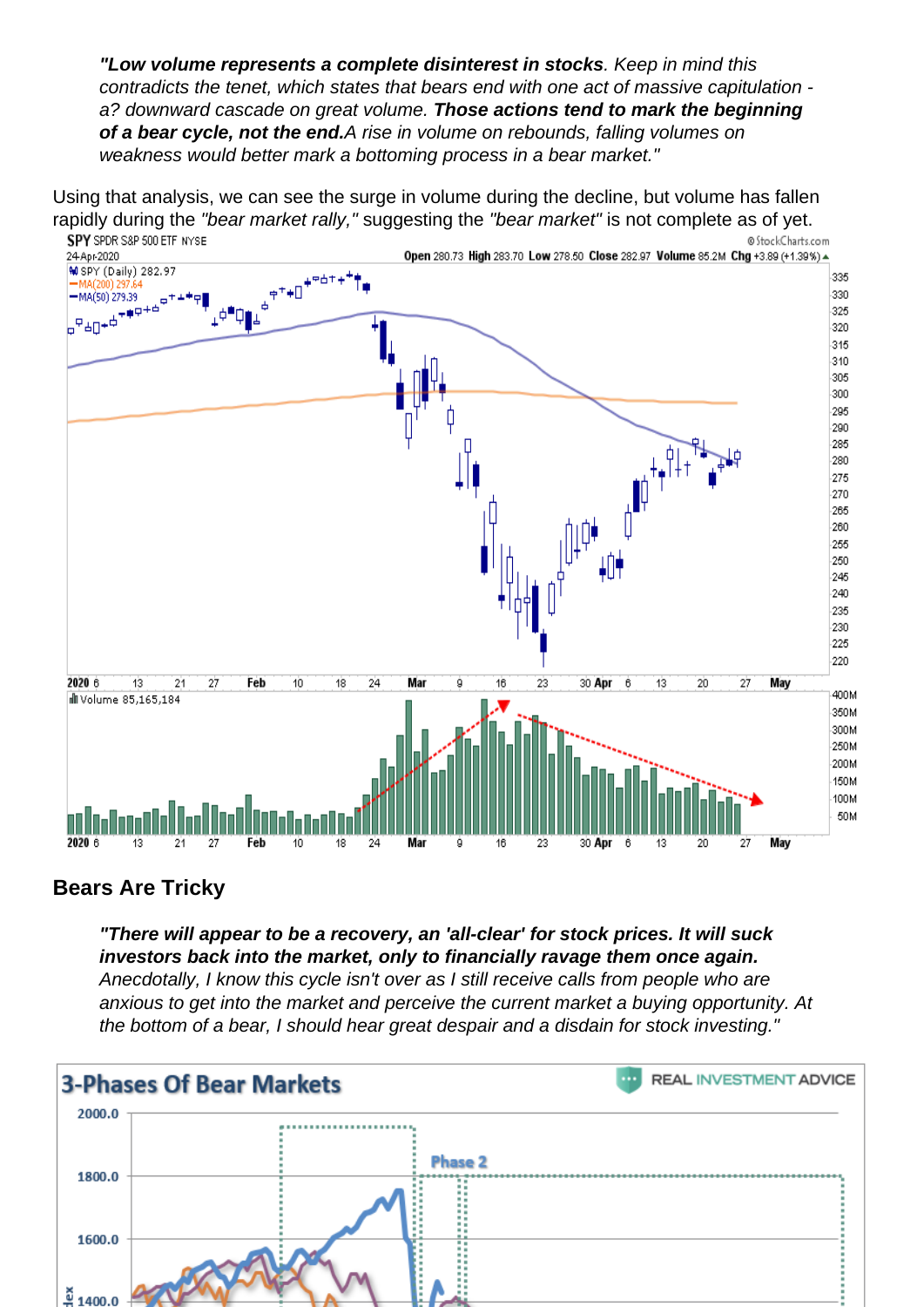***"Low volume represents a complete disinterest in stocks**. Keep in mind this contradicts the tenet, which states that bears end with one act of massive capitulation - a? downward cascade on great volume. **Those actions tend to mark the beginning of a bear cycle, not the end.** A rise in volume on rebounds, falling volumes on weakness would better mark a bottoming process in a bear market."*

Using that analysis, we can see the surge in volume during the decline, but volume has fallen rapidly during the *"bear market rally,"* suggesting the *"bear market"* is not complete as of yet.

SPY SPDR S&P 500 ETF NYSE
©StockCharts.com
24-Apr-2020
Open 280.73 High 283.70 Low 278.50 Close 282.97 Volume 85.2M Chg +3.89 (+1.39%)
SPY (Daily) 282.97
MA(200) 297.64
MA(50) 279.39
335
330
325
320
315
310
305
300
295
290
285
280
275
270
265
260
255
250
245
240
235
230
225
220
2020 6 13 21 27 Feb 10 18 24 Mar 9 16 23 30 Apr 6 13 20 27 May
Volume 85,165,184
400M
350M
300M
250M
200M
150M
100M
50M
2020 6 13 21 27 Feb 10 18 24 Mar 9 16 23 30 Apr 6 13 20 27 May

## Bears Are Tricky

***"There will appear to be a recovery, an 'all-clear' for stock prices. It will suck investors back into the market, only to financially ravage them once again.** Anecdotally, I know this cycle isn't over as I still receive calls from people who are anxious to get into the market and perceive the current market a buying opportunity. At the bottom of a bear, I should hear great despair and a disdain for stock investing."*

3-Phases Of Bear Markets
REAL INVESTMENT ADVICE
2000.0
1800.0
1600.0
1400.0
Phase 2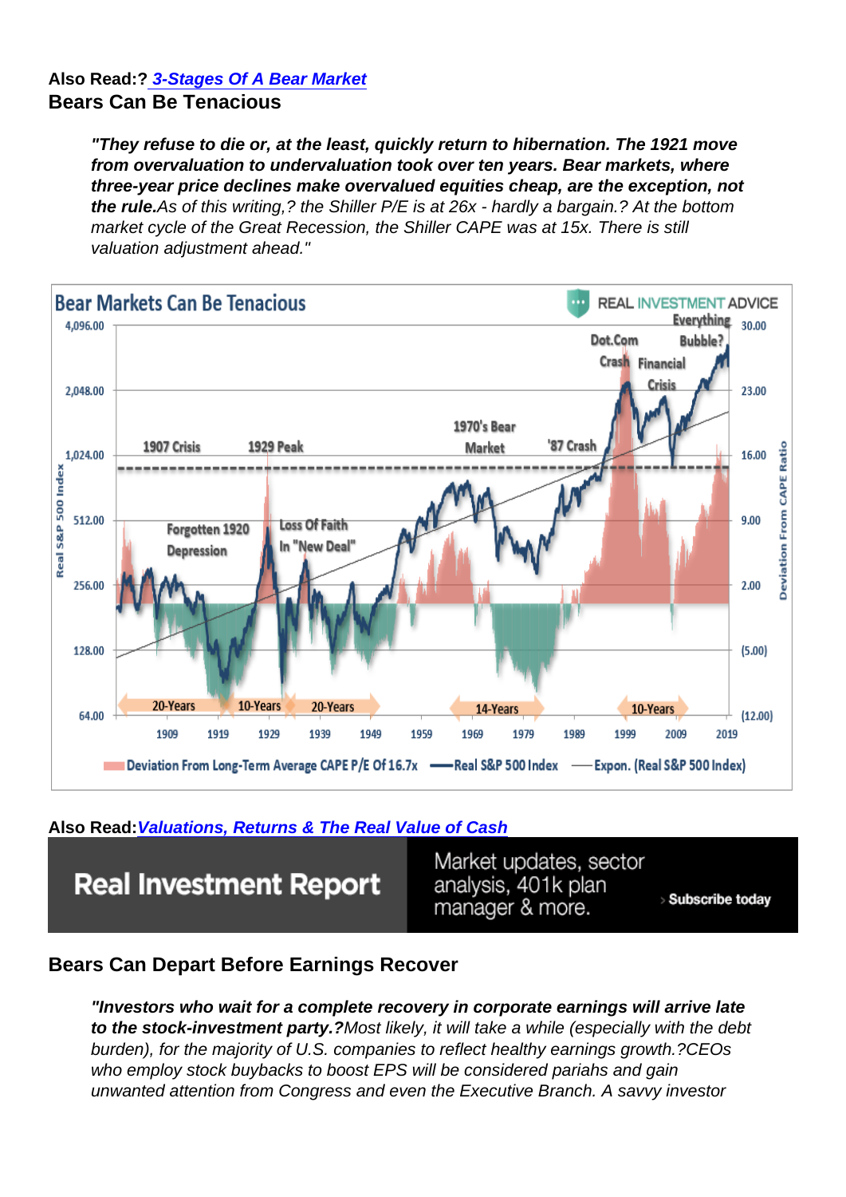**Also Read:? [3-Stages Of A Bear Market]()**

## Bears Can Be Tenacious

> ***"They refuse to die or, at the least, quickly return to hibernation. The 1921 move from overvaluation to undervaluation took over ten years. Bear markets, where three-year price declines make overvalued equities cheap, are the exception, not the rule.*** *As of this writing,? the Shiller P/E is at 26x - hardly a bargain.? At the bottom market cycle of the Great Recession, the Shiller CAPE was at 15x. There is still valuation adjustment ahead."*

Bear Markets Can Be Tenacious

REAL INVESTMENT ADVICE

Real S&P 500 Index

4,096.00
2,048.00
1,024.00
512.00
256.00
128.00
64.00

Deviation From CAPE Ratio

30.00
23.00
16.00
9.00
2.00
(5.00)
(12.00)

1909 1919 1929 1939 1949 1959 1969 1979 1989 1999 2009 2019

1907 Crisis
1929 Peak
Forgotten 1920 Depression
Loss Of Faith In "New Deal"
1970's Bear Market
'87 Crash
Dot.Com Crash
Financial Crisis
Everything Bubble?

20-Years
10-Years
20-Years
14-Years
10-Years

Deviation From Long-Term Average CAPE P/E Of 16.7x
Real S&P 500 Index
Expon. (Real S&P 500 Index)

**Also Read: [Valuations, Returns & The Real Value of Cash]()**

Real Investment Report

Market updates, sector analysis, 401k plan manager & more.

› Subscribe today

## Bears Can Depart Before Earnings Recover

> ***"Investors who wait for a complete recovery in corporate earnings will arrive late to the stock-investment party.?*** *Most likely, it will take a while (especially with the debt burden), for the majority of U.S. companies to reflect healthy earnings growth.? CEOs who employ stock buybacks to boost EPS will be considered pariahs and gain unwanted attention from Congress and even the Executive Branch. A savvy investor*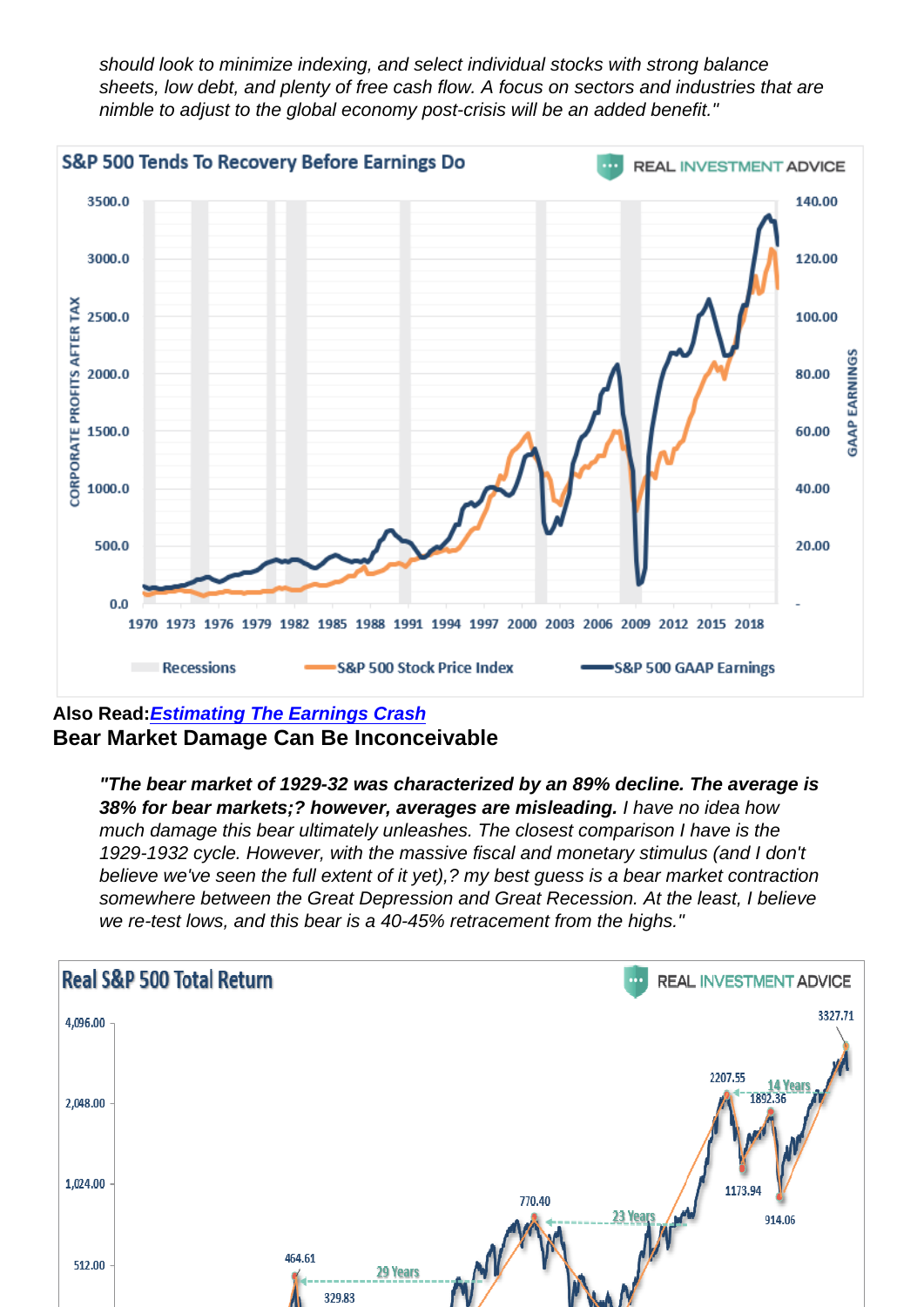*should look to minimize indexing, and select individual stocks with strong balance sheets, low debt, and plenty of free cash flow. A focus on sectors and industries that are nimble to adjust to the global economy post-crisis will be an added benefit."*

**Also Read:** ***Estimating The Earnings Crash***

**Bear Market Damage Can Be Inconceivable**

> ***"The bear market of 1929-32 was characterized by an 89% decline. The average is 38% for bear markets;? however, averages are misleading.*** *I have no idea how much damage this bear ultimately unleashes. The closest comparison I have is the 1929-1932 cycle. However, with the massive fiscal and monetary stimulus (and I don't believe we've seen the full extent of it yet),? my best guess is a bear market contraction somewhere between the Great Depression and Great Recession. At the least, I believe we re-test lows, and this bear is a 40-45% retracement from the highs."*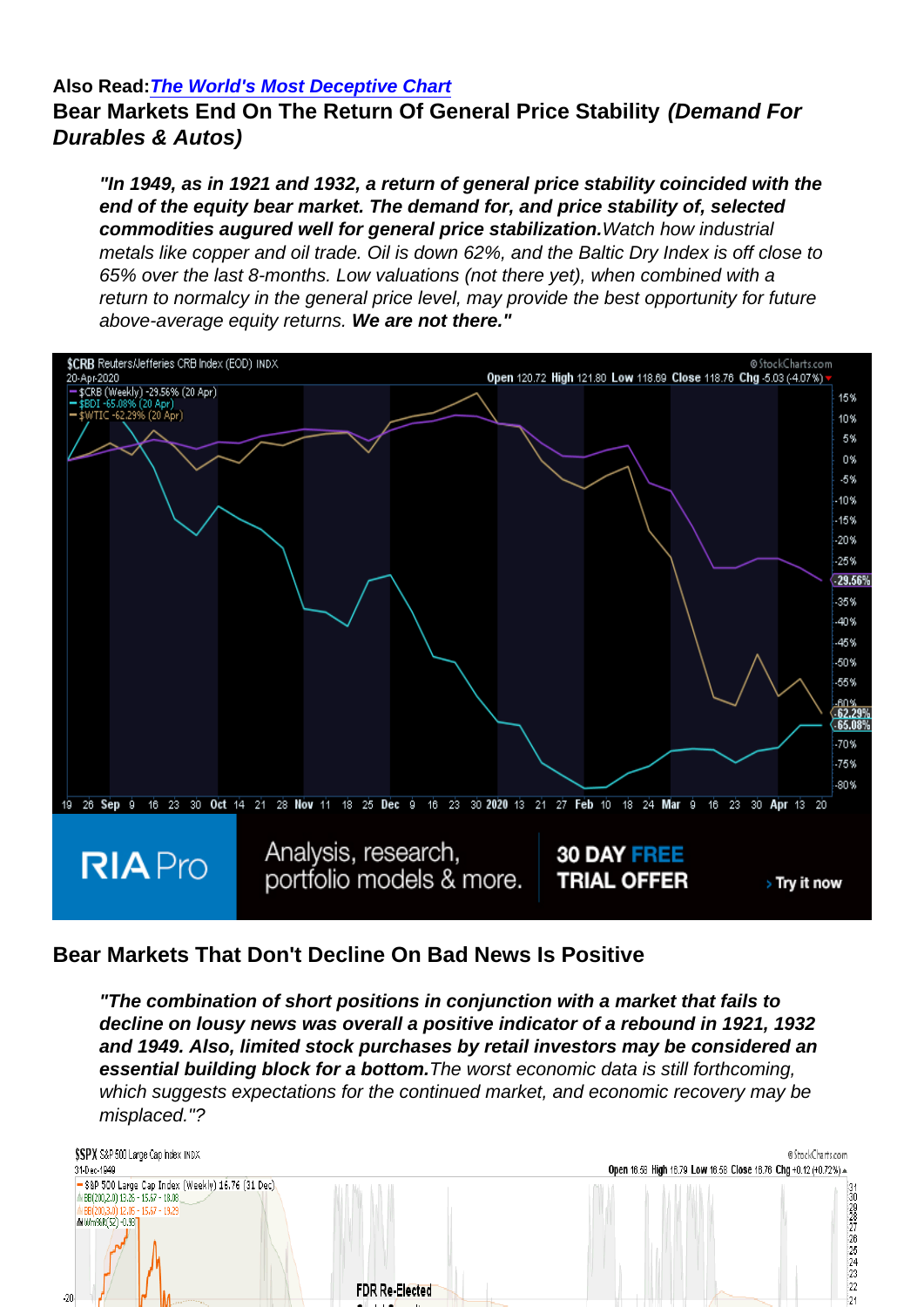**Also Read:** ***[The World's Most Deceptive Chart]()***

## Bear Markets End On The Return Of General Price Stability *(Demand For Durables & Autos)*

> ***"In 1949, as in 1921 and 1932, a return of general price stability coincided with the end of the equity bear market. The demand for, and price stability of, selected commodities augured well for general price stabilization.*** *Watch how industrial metals like copper and oil trade. Oil is down 62%, and the Baltic Dry Index is off close to 65% over the last 8-months. Low valuations (not there yet), when combined with a return to normalcy in the general price level, may provide the best opportunity for future above-average equity returns.* ***We are not there."***

$CRB Reuters/Jefferies CRB Index (EOD) INDX
20-Apr-2020
©StockCharts.com
Open 120.72 High 121.80 Low 118.69 Close 118.76 Chg -5.03 (-4.07%)
$CRB (Weekly) -29.56% (20 Apr)
$BDI -65.08% (20 Apr)
$WTIC -62.29% (20 Apr)
15% 10% 5% 0% -5% -10% -15% -20% -25% -29.56% -35% -40% -45% -50% -55% -60% -62.29% -65.08% -70% -75% -80%
19 26 Sep 9 16 23 30 Oct 14 21 28 Nov 11 18 25 Dec 9 16 23 30 2020 13 21 27 Feb 10 18 24 Mar 9 16 23 30 Apr 13 20

RIA Pro
Analysis, research, portfolio models & more.
30 DAY FREE TRIAL OFFER
› Try it now

## Bear Markets That Don't Decline On Bad News Is Positive

> ***"The combination of short positions in conjunction with a market that fails to decline on lousy news was overall a positive indicator of a rebound in 1921, 1932 and 1949. Also, limited stock purchases by retail investors may be considered an essential building block for a bottom.*** *The worst economic data is still forthcoming, which suggests expectations for the continued market, and economic recovery may be misplaced."?*

$SPX S&P 500 Large Cap Index INDX
31-Dec-1949
©StockCharts.com
Open 16.58 High 16.79 Low 16.58 Close 16.76 Chg +0.12 (+0.72%)
S&P 500 Large Cap Index (Weekly) 16.76 (31 Dec)
BB(200,2.0) 13.25 - 15.67 - 18.08
BB(200,3.0) 12.05 - 15.67 - 19.29
Vol/MA(52) -0.95
FDR Re-Elected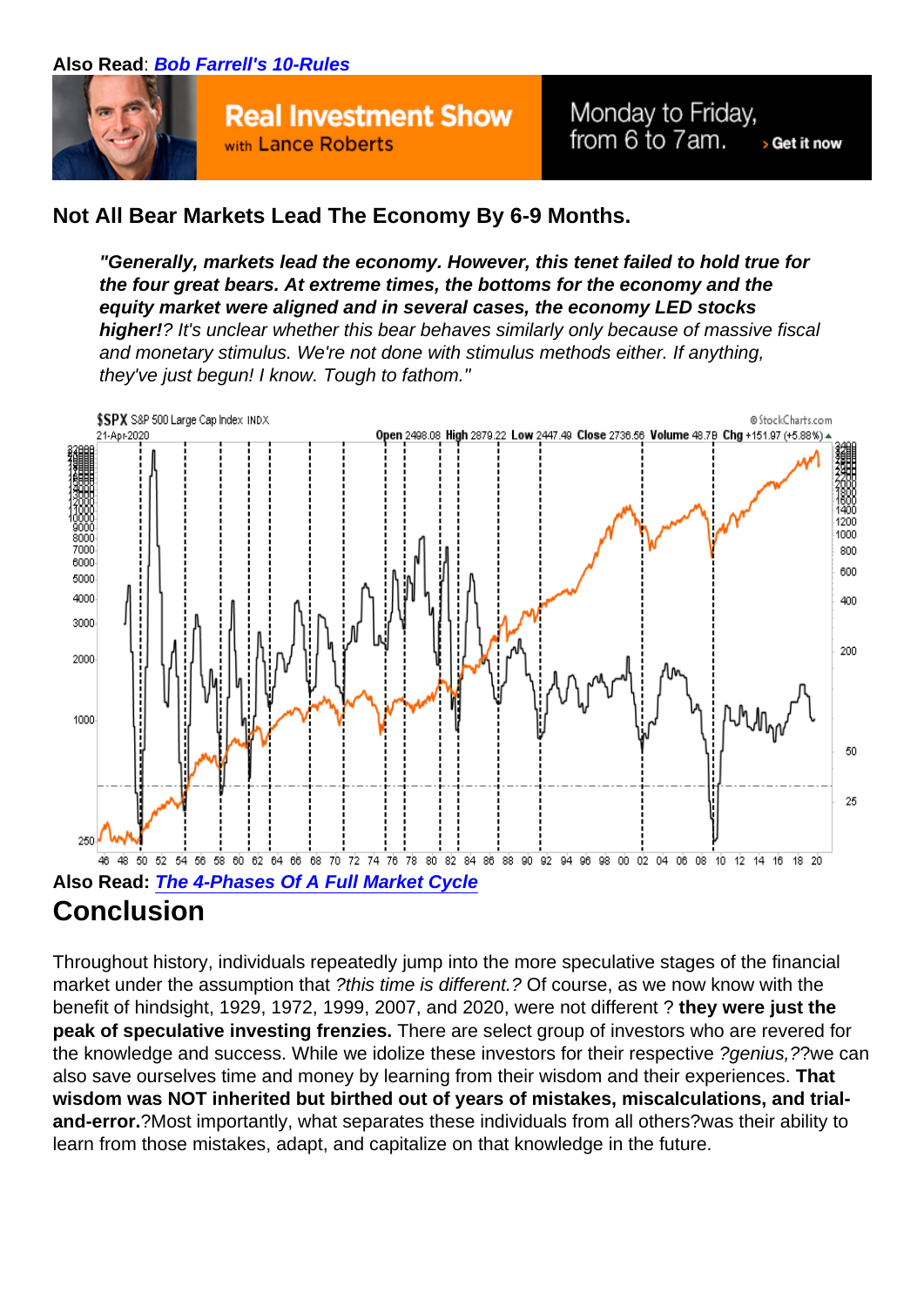**Also Read**: *Bob Farrell's 10-Rules*

Real Investment Show with Lance Roberts

Monday to Friday, from 6 to 7am.

› Get it now

### Not All Bear Markets Lead The Economy By 6-9 Months.

> **"Generally, markets lead the economy. However, this tenet failed to hold true for the four great bears. At extreme times, the bottoms for the economy and the equity market were aligned and in several cases, the economy LED stocks higher!**? *It's unclear whether this bear behaves similarly only because of massive fiscal and monetary stimulus. We're not done with stimulus methods either. If anything, they've just begun! I know. Tough to fathom."*

$SPX S&P 500 Large Cap Index INDX
21-Apr-2020
Open 2498.08 High 2879.22 Low 2447.49 Close 2736.56 Volume 48.7B Chg +151.97 (+5.88%)
©StockCharts.com

1000
2000
3000
4000
5000
6000
7000
8000
9000
10000
12000
14000
16000
18000
20000
250

3400
3000
2600
2200
2000
1800
1600
1400
1200
1000
800
600
400
200
50
25

46 48 50 52 54 56 58 60 62 64 66 68 70 72 74 76 78 80 82 84 86 88 90 92 94 96 98 00 02 04 06 08 10 12 14 16 18 20

**Also Read:** *The 4-Phases Of A Full Market Cycle*

## Conclusion

Throughout history, individuals repeatedly jump into the more speculative stages of the financial market under the assumption that *?this time is different.?* Of course, as we now know with the benefit of hindsight, 1929, 1972, 1999, 2007, and 2020, were not different ? **they were just the peak of speculative investing frenzies.** There are select group of investors who are revered for the knowledge and success. While we idolize these investors for their respective *?genius,??*we can also save ourselves time and money by learning from their wisdom and their experiences. **That wisdom was NOT inherited but birthed out of years of mistakes, miscalculations, and trial-and-error.**?Most importantly, what separates these individuals from all others?was their ability to learn from those mistakes, adapt, and capitalize on that knowledge in the future.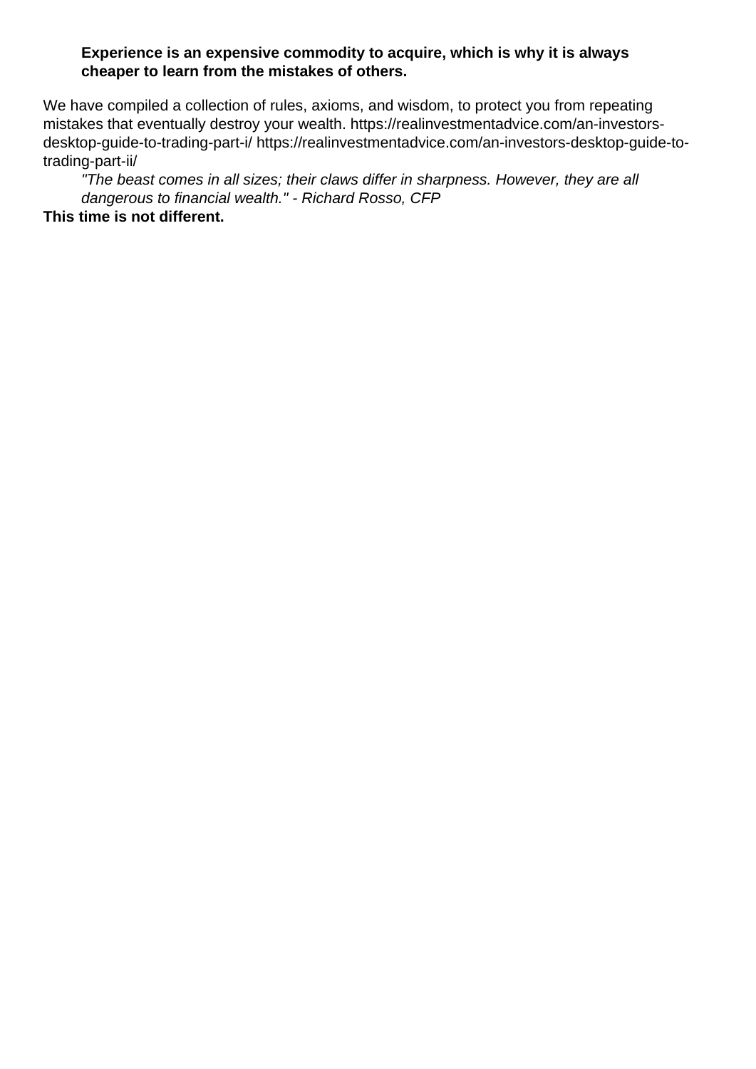> **Experience is an expensive commodity to acquire, which is why it is always cheaper to learn from the mistakes of others.**

We have compiled a collection of rules, axioms, and wisdom, to protect you from repeating mistakes that eventually destroy your wealth. https://realinvestmentadvice.com/an-investors-desktop-guide-to-trading-part-i/ https://realinvestmentadvice.com/an-investors-desktop-guide-to-trading-part-ii/

> *"The beast comes in all sizes; their claws differ in sharpness. However, they are all dangerous to financial wealth." - Richard Rosso, CFP*

**This time is not different.**